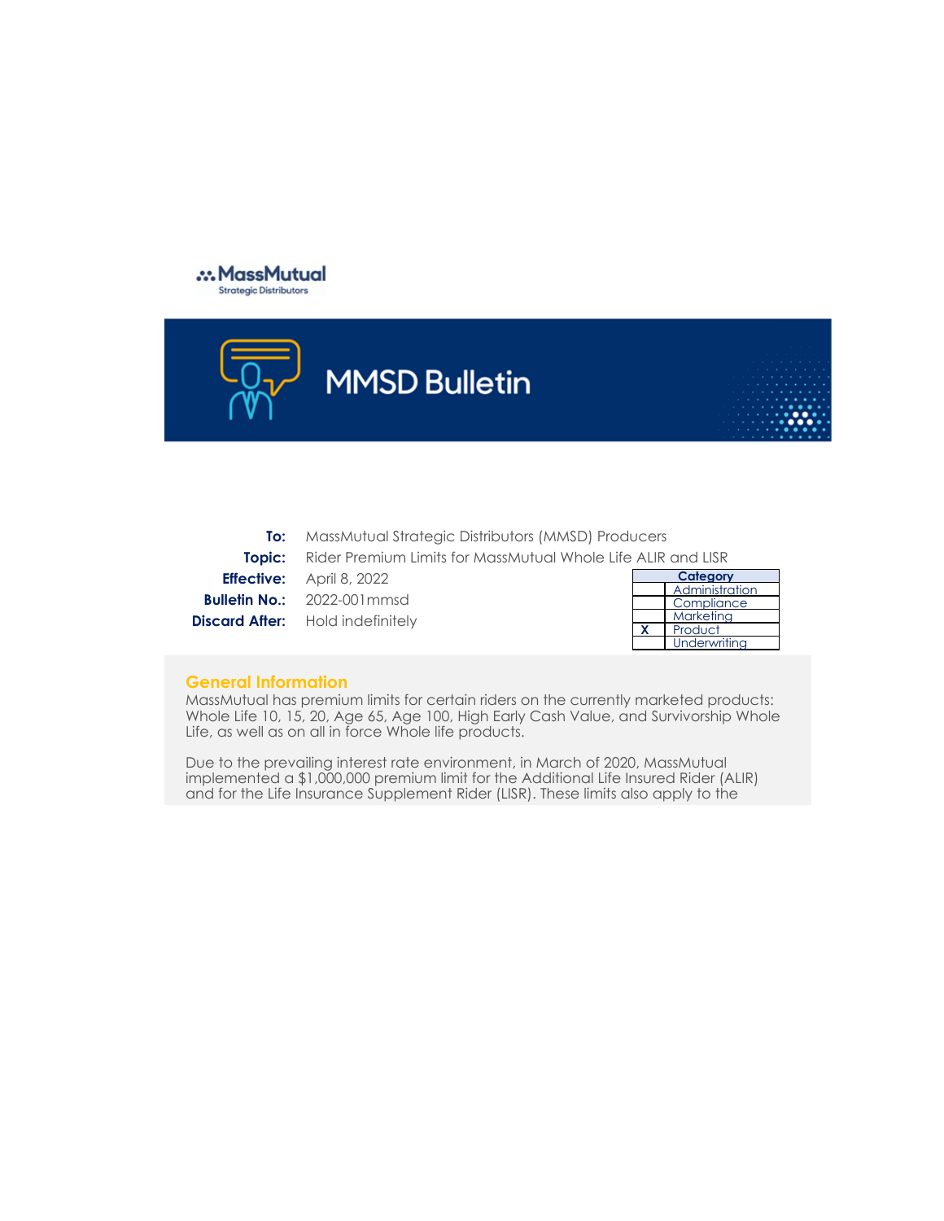MassMutual Strategic Distributors

# MMSD Bulletin

**To:** MassMutual Strategic Distributors (MMSD) Producers

**Topic:** Rider Premium Limits for MassMutual Whole Life ALIR and LISR

**Effective:** April 8, 2022

**Bulletin No.:** 2022-001mmsd

**Discard After:** Hold indefinitely

| | Category |
|---|---|
| | Administration |
| | Compliance |
| | Marketing |
| X | Product |
| | Underwriting |

## General Information

MassMutual has premium limits for certain riders on the currently marketed products: Whole Life 10, 15, 20, Age 65, Age 100, High Early Cash Value, and Survivorship Whole Life, as well as on all in force Whole life products.

Due to the prevailing interest rate environment, in March of 2020, MassMutual implemented a $1,000,000 premium limit for the Additional Life Insured Rider (ALIR) and for the Life Insurance Supplement Rider (LISR). These limits also apply to the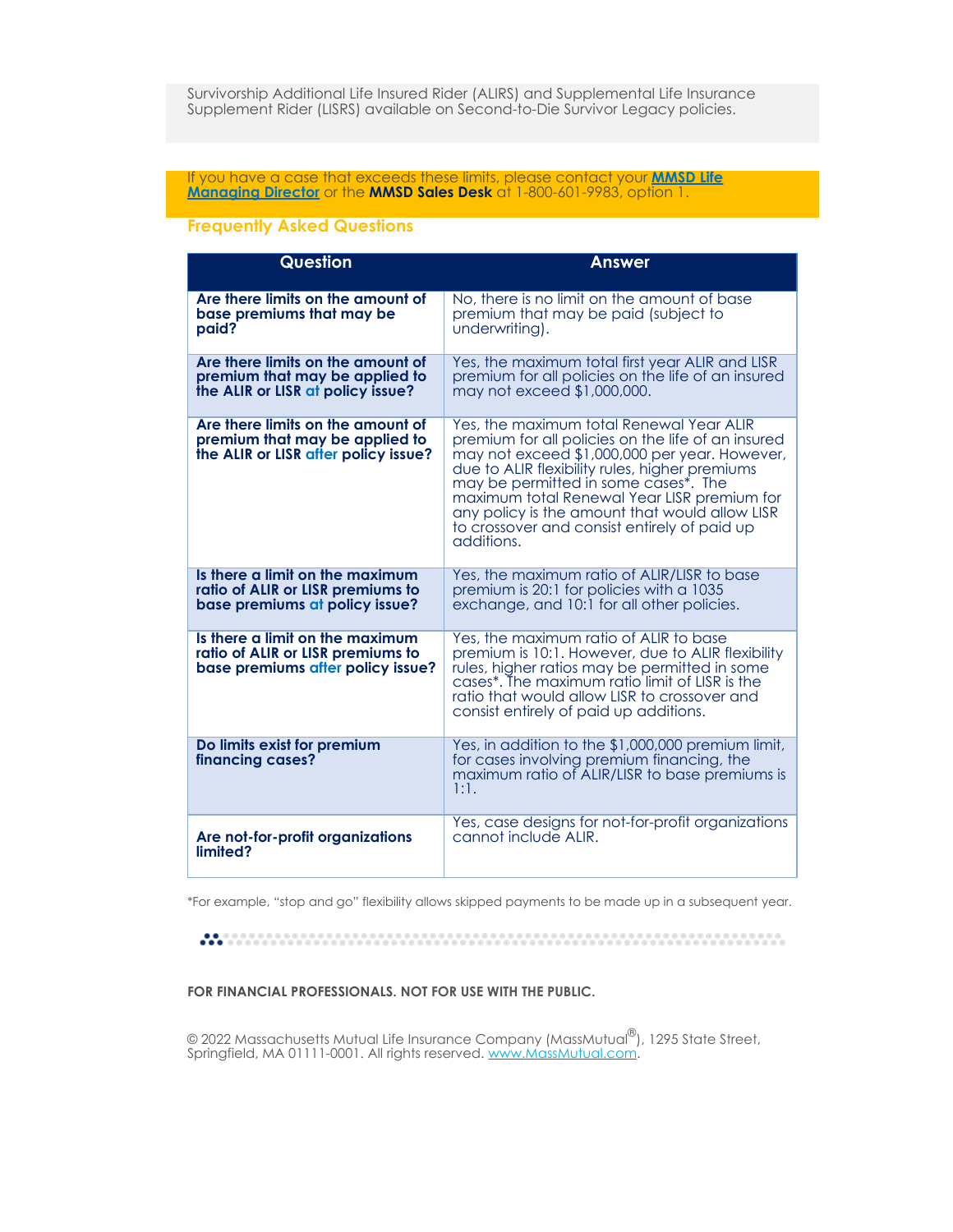Survivorship Additional Life Insured Rider (ALIRS) and Supplemental Life Insurance Supplement Rider (LISRS) available on Second-to-Die Survivor Legacy policies.

If you have a case that exceeds these limits, please contact your [MMSD Life Managing Director](#) or the **MMSD Sales Desk** at 1-800-601-9983, option 1.

## Frequently Asked Questions

| Question | Answer |
|---|---|
| **Are there limits on the amount of base premiums that may be paid?** | No, there is no limit on the amount of base premium that may be paid (subject to underwriting). |
| **Are there limits on the amount of premium that may be applied to the ALIR or LISR at policy issue?** | Yes, the maximum total first year ALIR and LISR premium for all policies on the life of an insured may not exceed $1,000,000. |
| **Are there limits on the amount of premium that may be applied to the ALIR or LISR after policy issue?** | Yes, the maximum total Renewal Year ALIR premium for all policies on the life of an insured may not exceed $1,000,000 per year. However, due to ALIR flexibility rules, higher premiums may be permitted in some cases*. The maximum total Renewal Year LISR premium for any policy is the amount that would allow LISR to crossover and consist entirely of paid up additions. |
| **Is there a limit on the maximum ratio of ALIR or LISR premiums to base premiums at policy issue?** | Yes, the maximum ratio of ALIR/LISR to base premium is 20:1 for policies with a 1035 exchange, and 10:1 for all other policies. |
| **Is there a limit on the maximum ratio of ALIR or LISR premiums to base premiums after policy issue?** | Yes, the maximum ratio of ALIR to base premium is 10:1. However, due to ALIR flexibility rules, higher ratios may be permitted in some cases*. The maximum ratio limit of LISR is the ratio that would allow LISR to crossover and consist entirely of paid up additions. |
| **Do limits exist for premium financing cases?** | Yes, in addition to the $1,000,000 premium limit, for cases involving premium financing, the maximum ratio of ALIR/LISR to base premiums is 1:1. |
| **Are not-for-profit organizations limited?** | Yes, case designs for not-for-profit organizations cannot include ALIR. |

*For example, "stop and go" flexibility allows skipped payments to be made up in a subsequent year.

**FOR FINANCIAL PROFESSIONALS. NOT FOR USE WITH THE PUBLIC.**

© 2022 Massachusetts Mutual Life Insurance Company (MassMutual®), 1295 State Street, Springfield, MA 01111-0001. All rights reserved. [www.MassMutual.com](http://www.MassMutual.com).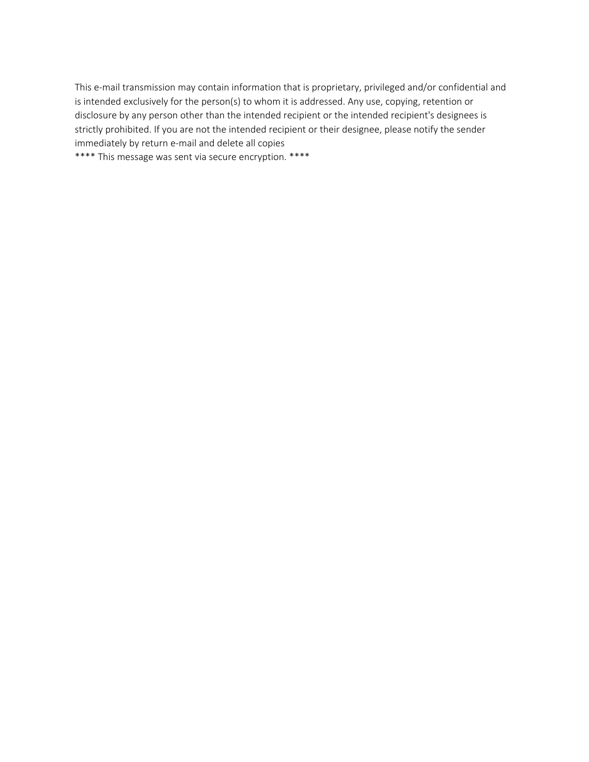This e-mail transmission may contain information that is proprietary, privileged and/or confidential and is intended exclusively for the person(s) to whom it is addressed. Any use, copying, retention or disclosure by any person other than the intended recipient or the intended recipient's designees is strictly prohibited. If you are not the intended recipient or their designee, please notify the sender immediately by return e-mail and delete all copies

**** This message was sent via secure encryption. ****